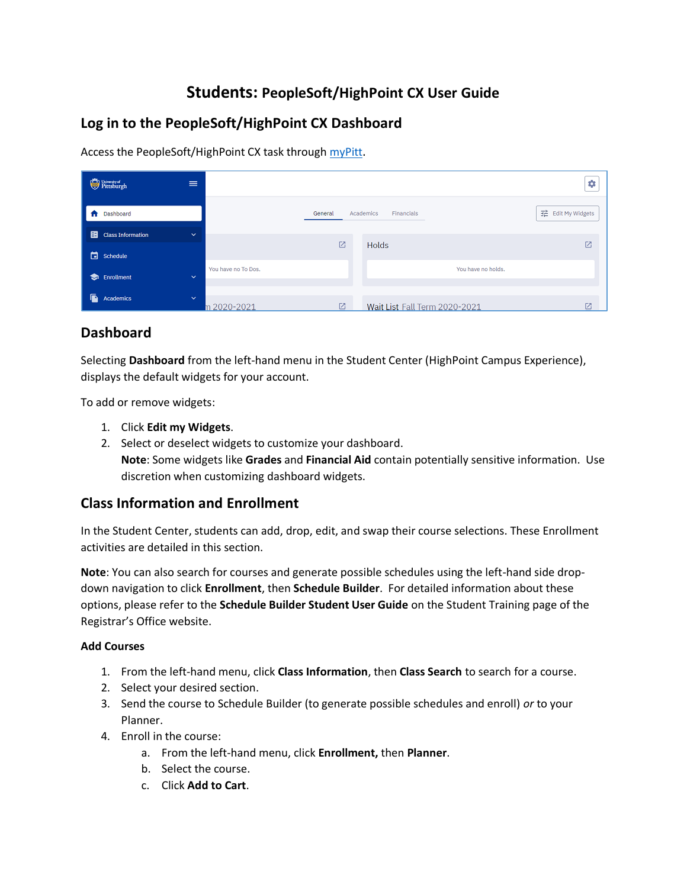# Students: PeopleSoft/HighPoint CX User Guide

## Log in to the PeopleSoft/HighPoint CX Dashboard

Access the PeopleSoft/HighPoint CX task through myPitt.

## Dashboard

Selecting **Dashboard** from the left-hand menu in the Student Center (HighPoint Campus Experience), displays the default widgets for your account.

To add or remove widgets:

1. Click **Edit my Widgets**.
2. Select or deselect widgets to customize your dashboard.
   **Note**: Some widgets like **Grades** and **Financial Aid** contain potentially sensitive information. Use discretion when customizing dashboard widgets.

## Class Information and Enrollment

In the Student Center, students can add, drop, edit, and swap their course selections. These Enrollment activities are detailed in this section.

**Note**: You can also search for courses and generate possible schedules using the left-hand side drop-down navigation to click **Enrollment**, then **Schedule Builder**. For detailed information about these options, please refer to the **Schedule Builder Student User Guide** on the Student Training page of the Registrar's Office website.

### Add Courses

1. From the left-hand menu, click **Class Information**, then **Class Search** to search for a course.
2. Select your desired section.
3. Send the course to Schedule Builder (to generate possible schedules and enroll) *or* to your Planner.
4. Enroll in the course:
   a. From the left-hand menu, click **Enrollment,** then **Planner**.
   b. Select the course.
   c. Click **Add to Cart**.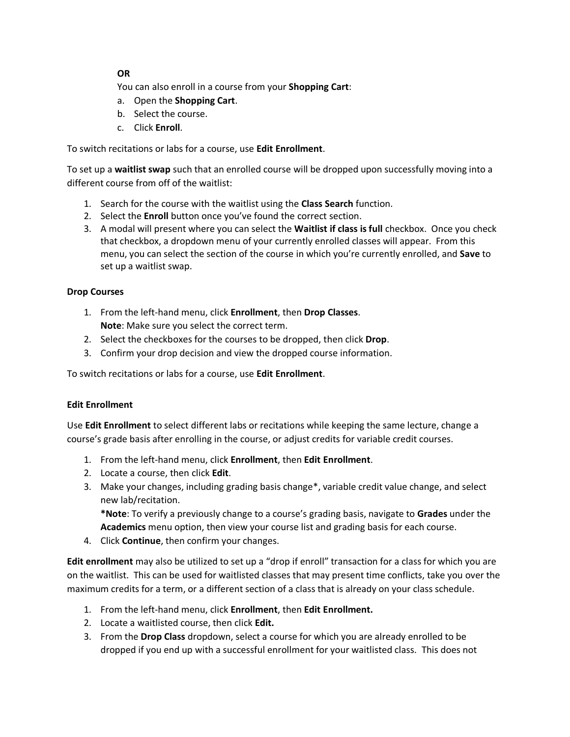**OR**

You can also enroll in a course from your **Shopping Cart**:

a. Open the **Shopping Cart**.
b. Select the course.
c. Click **Enroll**.

To switch recitations or labs for a course, use **Edit Enrollment**.

To set up a **waitlist swap** such that an enrolled course will be dropped upon successfully moving into a different course from off of the waitlist:

1. Search for the course with the waitlist using the **Class Search** function.
2. Select the **Enroll** button once you've found the correct section.
3. A modal will present where you can select the **Waitlist if class is full** checkbox. Once you check that checkbox, a dropdown menu of your currently enrolled classes will appear. From this menu, you can select the section of the course in which you're currently enrolled, and **Save** to set up a waitlist swap.

**Drop Courses**

1. From the left-hand menu, click **Enrollment**, then **Drop Classes**.
   **Note**: Make sure you select the correct term.
2. Select the checkboxes for the courses to be dropped, then click **Drop**.
3. Confirm your drop decision and view the dropped course information.

To switch recitations or labs for a course, use **Edit Enrollment**.

**Edit Enrollment**

Use **Edit Enrollment** to select different labs or recitations while keeping the same lecture, change a course's grade basis after enrolling in the course, or adjust credits for variable credit courses.

1. From the left-hand menu, click **Enrollment**, then **Edit Enrollment**.
2. Locate a course, then click **Edit**.
3. Make your changes, including grading basis change*, variable credit value change, and select new lab/recitation.
   ***Note**: To verify a previously change to a course's grading basis, navigate to **Grades** under the **Academics** menu option, then view your course list and grading basis for each course.
4. Click **Continue**, then confirm your changes.

**Edit enrollment** may also be utilized to set up a "drop if enroll" transaction for a class for which you are on the waitlist. This can be used for waitlisted classes that may present time conflicts, take you over the maximum credits for a term, or a different section of a class that is already on your class schedule.

1. From the left-hand menu, click **Enrollment**, then **Edit Enrollment.**
2. Locate a waitlisted course, then click **Edit.**
3. From the **Drop Class** dropdown, select a course for which you are already enrolled to be dropped if you end up with a successful enrollment for your waitlisted class. This does not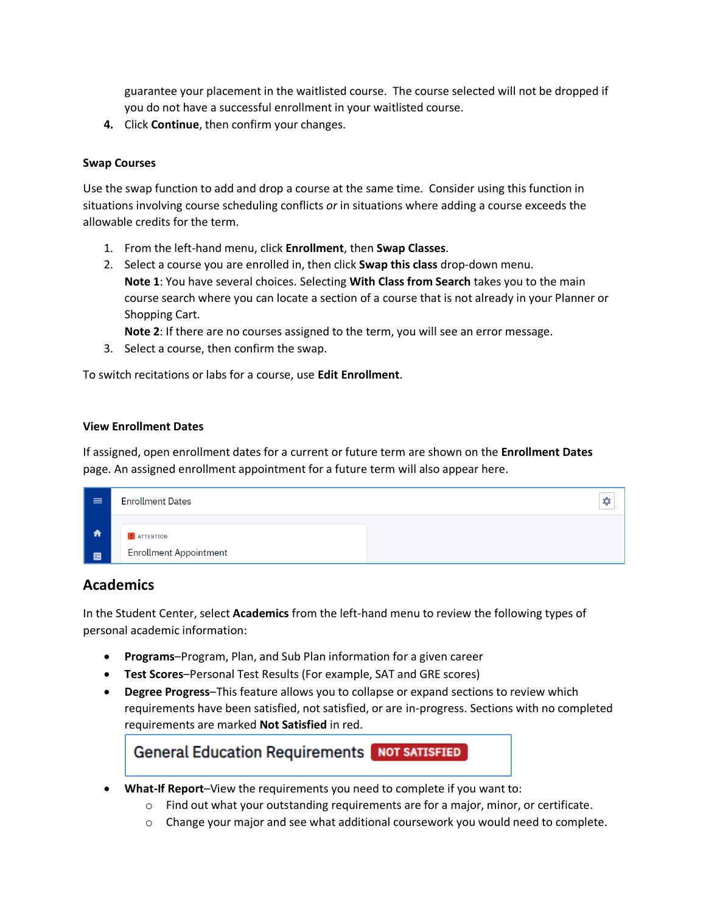guarantee your placement in the waitlisted course. The course selected will not be dropped if you do not have a successful enrollment in your waitlisted course.

4. Click **Continue**, then confirm your changes.

**Swap Courses**

Use the swap function to add and drop a course at the same time. Consider using this function in situations involving course scheduling conflicts *or* in situations where adding a course exceeds the allowable credits for the term.

1. From the left-hand menu, click **Enrollment**, then **Swap Classes**.
2. Select a course you are enrolled in, then click **Swap this class** drop-down menu.
   **Note 1**: You have several choices. Selecting **With Class from Search** takes you to the main course search where you can locate a section of a course that is not already in your Planner or Shopping Cart.
   **Note 2**: If there are no courses assigned to the term, you will see an error message.
3. Select a course, then confirm the swap.

To switch recitations or labs for a course, use **Edit Enrollment**.

**View Enrollment Dates**

If assigned, open enrollment dates for a current or future term are shown on the **Enrollment Dates** page. An assigned enrollment appointment for a future term will also appear here.

Enrollment Dates

ATTENTION
Enrollment Appointment

## Academics

In the Student Center, select **Academics** from the left-hand menu to review the following types of personal academic information:

- **Programs**–Program, Plan, and Sub Plan information for a given career
- **Test Scores**–Personal Test Results (For example, SAT and GRE scores)
- **Degree Progress**–This feature allows you to collapse or expand sections to review which requirements have been satisfied, not satisfied, or are in-progress. Sections with no completed requirements are marked **Not Satisfied** in red.

  General Education Requirements NOT SATISFIED

- **What-If Report**–View the requirements you need to complete if you want to:
  - Find out what your outstanding requirements are for a major, minor, or certificate.
  - Change your major and see what additional coursework you would need to complete.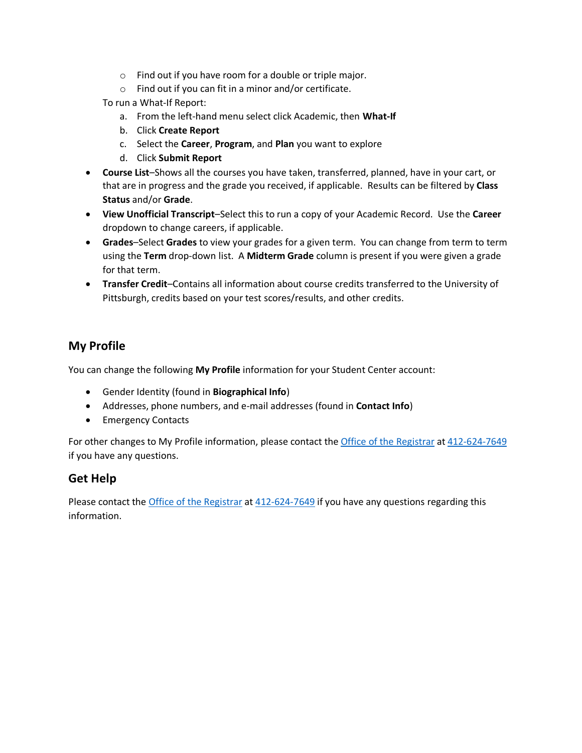- Find out if you have room for a double or triple major.
  - Find out if you can fit in a minor and/or certificate.

  To run a What-If Report:

  a. From the left-hand menu select click Academic, then **What-If**
  b. Click **Create Report**
  c. Select the **Career**, **Program**, and **Plan** you want to explore
  d. Click **Submit Report**

- **Course List**–Shows all the courses you have taken, transferred, planned, have in your cart, or that are in progress and the grade you received, if applicable. Results can be filtered by **Class Status** and/or **Grade**.
- **View Unofficial Transcript**–Select this to run a copy of your Academic Record. Use the **Career** dropdown to change careers, if applicable.
- **Grades**–Select **Grades** to view your grades for a given term. You can change from term to term using the **Term** drop-down list. A **Midterm Grade** column is present if you were given a grade for that term.
- **Transfer Credit**–Contains all information about course credits transferred to the University of Pittsburgh, credits based on your test scores/results, and other credits.

## My Profile

You can change the following **My Profile** information for your Student Center account:

- Gender Identity (found in **Biographical Info**)
- Addresses, phone numbers, and e-mail addresses (found in **Contact Info**)
- Emergency Contacts

For other changes to My Profile information, please contact the Office of the Registrar at 412-624-7649 if you have any questions.

## Get Help

Please contact the Office of the Registrar at 412-624-7649 if you have any questions regarding this information.